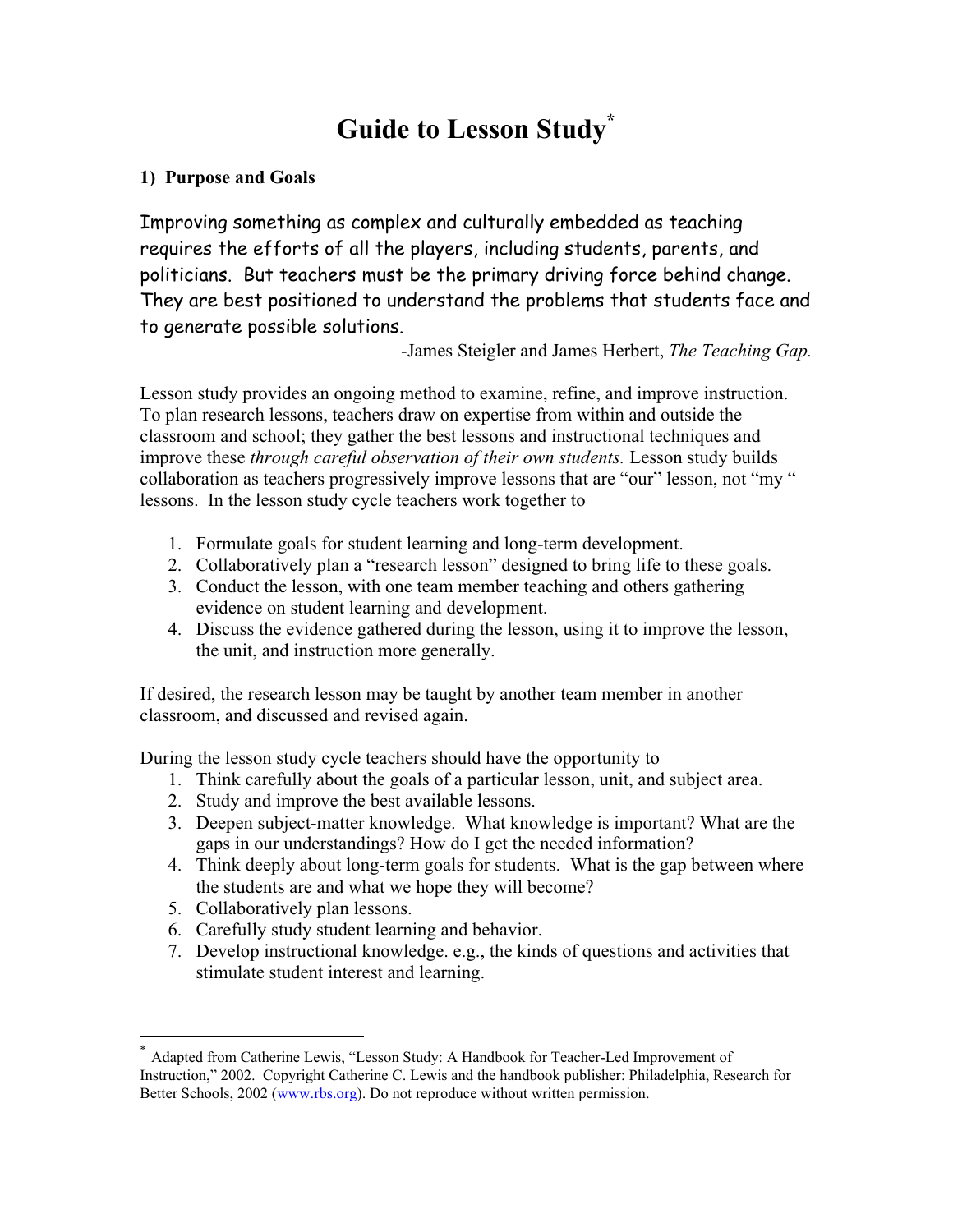# Guide to Lesson Study*

### 1) Purpose and Goals

Improving something as complex and culturally embedded as teaching requires the efforts of all the players, including students, parents, and politicians. But teachers must be the primary driving force behind change. They are best positioned to understand the problems that students face and to generate possible solutions.

-James Steigler and James Herbert, *The Teaching Gap.*

Lesson study provides an ongoing method to examine, refine, and improve instruction. To plan research lessons, teachers draw on expertise from within and outside the classroom and school; they gather the best lessons and instructional techniques and improve these *through careful observation of their own students.* Lesson study builds collaboration as teachers progressively improve lessons that are "our" lesson, not "my " lessons. In the lesson study cycle teachers work together to

1. Formulate goals for student learning and long-term development.
2. Collaboratively plan a "research lesson" designed to bring life to these goals.
3. Conduct the lesson, with one team member teaching and others gathering evidence on student learning and development.
4. Discuss the evidence gathered during the lesson, using it to improve the lesson, the unit, and instruction more generally.

If desired, the research lesson may be taught by another team member in another classroom, and discussed and revised again.

During the lesson study cycle teachers should have the opportunity to

1. Think carefully about the goals of a particular lesson, unit, and subject area.
2. Study and improve the best available lessons.
3. Deepen subject-matter knowledge. What knowledge is important? What are the gaps in our understandings? How do I get the needed information?
4. Think deeply about long-term goals for students. What is the gap between where the students are and what we hope they will become?
5. Collaboratively plan lessons.
6. Carefully study student learning and behavior.
7. Develop instructional knowledge. e.g., the kinds of questions and activities that stimulate student interest and learning.

---

* Adapted from Catherine Lewis, "Lesson Study: A Handbook for Teacher-Led Improvement of Instruction," 2002. Copyright Catherine C. Lewis and the handbook publisher: Philadelphia, Research for Better Schools, 2002 (www.rbs.org). Do not reproduce without written permission.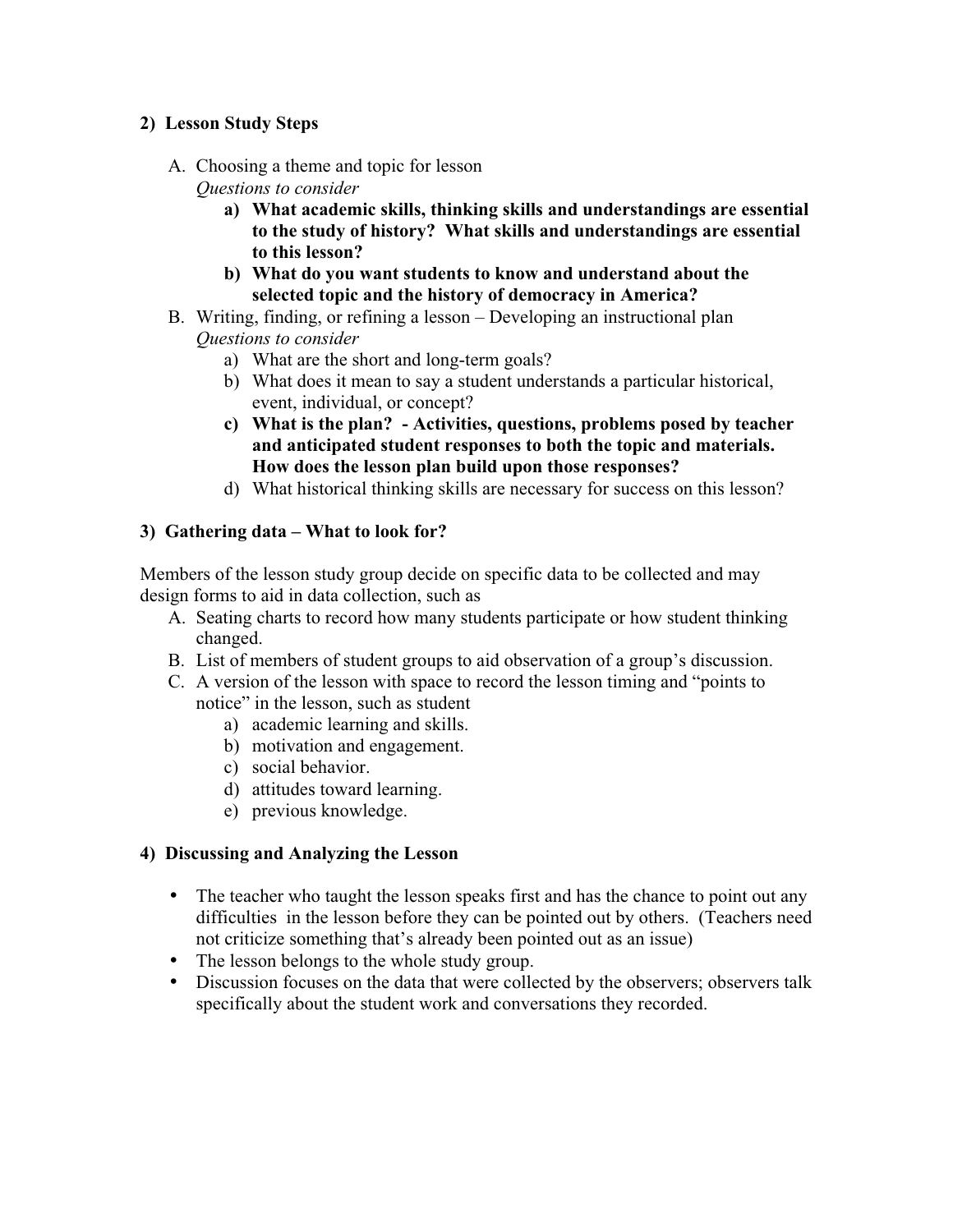### 2) Lesson Study Steps

A. Choosing a theme and topic for lesson
   *Questions to consider*
   a) **What academic skills, thinking skills and understandings are essential to the study of history? What skills and understandings are essential to this lesson?**
   b) **What do you want students to know and understand about the selected topic and the history of democracy in America?**

B. Writing, finding, or refining a lesson – Developing an instructional plan
   *Questions to consider*
   a) What are the short and long-term goals?
   b) What does it mean to say a student understands a particular historical, event, individual, or concept?
   c) **What is the plan? - Activities, questions, problems posed by teacher and anticipated student responses to both the topic and materials. How does the lesson plan build upon those responses?**
   d) What historical thinking skills are necessary for success on this lesson?

### 3) Gathering data – What to look for?

Members of the lesson study group decide on specific data to be collected and may design forms to aid in data collection, such as

A. Seating charts to record how many students participate or how student thinking changed.
B. List of members of student groups to aid observation of a group's discussion.
C. A version of the lesson with space to record the lesson timing and "points to notice" in the lesson, such as student
   a) academic learning and skills.
   b) motivation and engagement.
   c) social behavior.
   d) attitudes toward learning.
   e) previous knowledge.

### 4) Discussing and Analyzing the Lesson

- The teacher who taught the lesson speaks first and has the chance to point out any difficulties in the lesson before they can be pointed out by others. (Teachers need not criticize something that's already been pointed out as an issue)
- The lesson belongs to the whole study group.
- Discussion focuses on the data that were collected by the observers; observers talk specifically about the student work and conversations they recorded.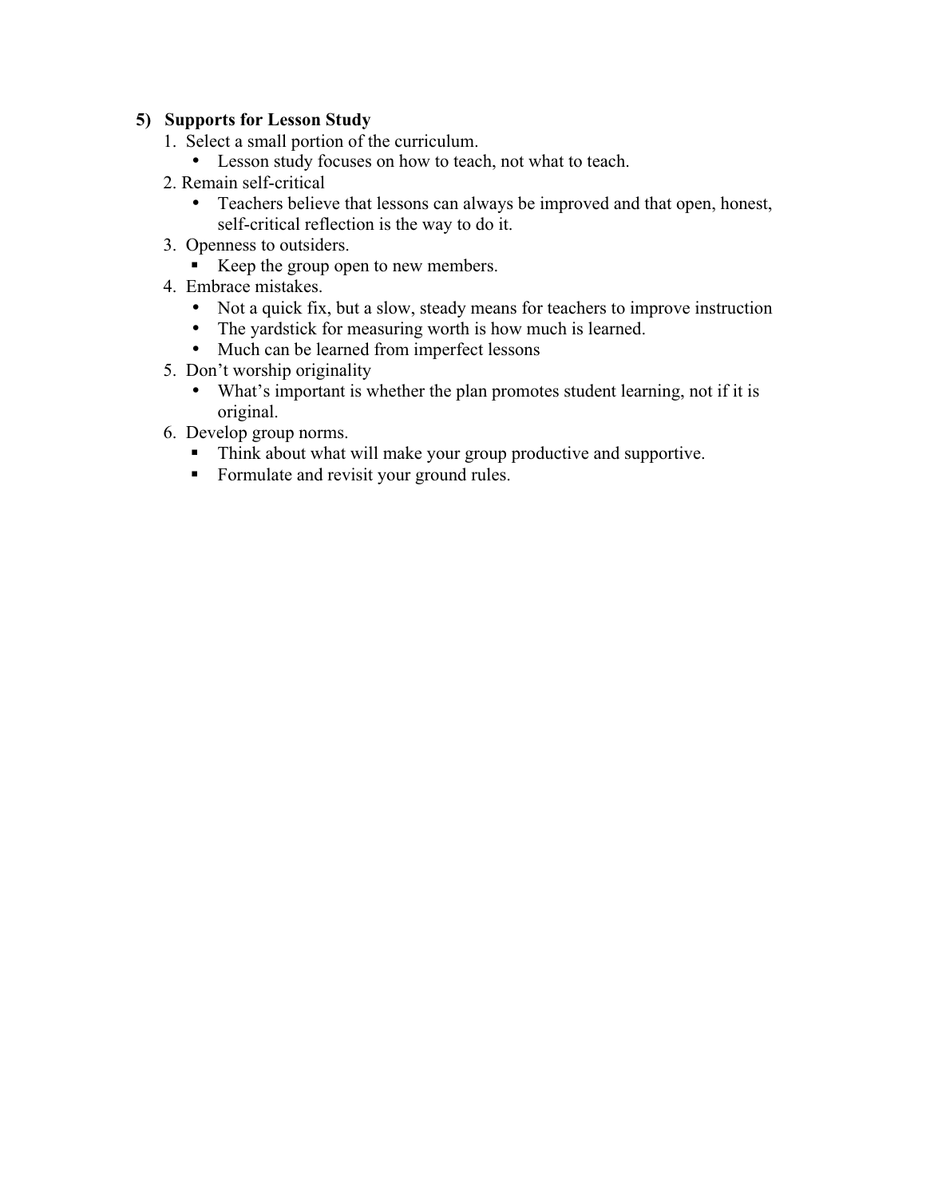**5) Supports for Lesson Study**

1. Select a small portion of the curriculum.
   - Lesson study focuses on how to teach, not what to teach.
2. Remain self-critical
   - Teachers believe that lessons can always be improved and that open, honest, self-critical reflection is the way to do it.
3. Openness to outsiders.
   - Keep the group open to new members.
4. Embrace mistakes.
   - Not a quick fix, but a slow, steady means for teachers to improve instruction
   - The yardstick for measuring worth is how much is learned.
   - Much can be learned from imperfect lessons
5. Don't worship originality
   - What's important is whether the plan promotes student learning, not if it is original.
6. Develop group norms.
   - Think about what will make your group productive and supportive.
   - Formulate and revisit your ground rules.